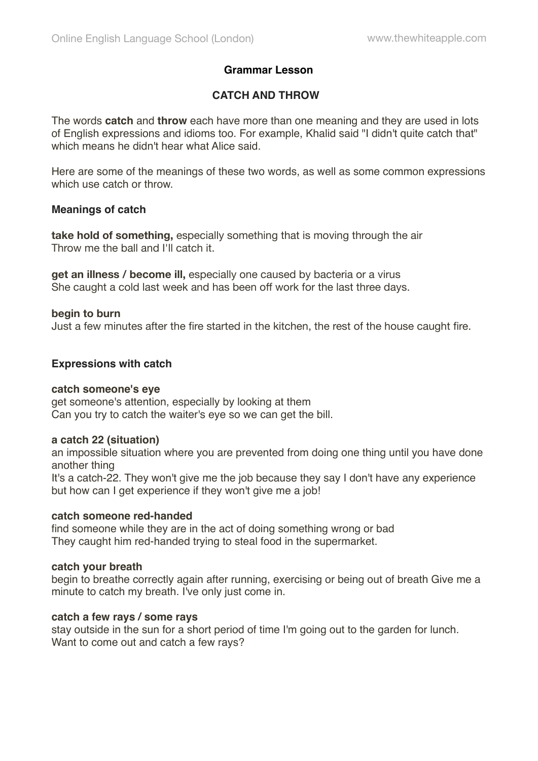## Grammar Lesson

## CATCH AND THROW

The words **catch** and **throw** each have more than one meaning and they are used in lots of English expressions and idioms too. For example, Khalid said "I didn't quite catch that" which means he didn't hear what Alice said.

Here are some of the meanings of these two words, as well as some common expressions which use catch or throw.

### Meanings of catch

**take hold of something,** especially something that is moving through the air
Throw me the ball and I'll catch it.

**get an illness / become ill,** especially one caused by bacteria or a virus
She caught a cold last week and has been off work for the last three days.

**begin to burn**
Just a few minutes after the fire started in the kitchen, the rest of the house caught fire.

### Expressions with catch

**catch someone's eye**
get someone's attention, especially by looking at them
Can you try to catch the waiter's eye so we can get the bill.

**a catch 22 (situation)**
an impossible situation where you are prevented from doing one thing until you have done another thing
It's a catch-22. They won't give me the job because they say I don't have any experience but how can I get experience if they won't give me a job!

**catch someone red-handed**
find someone while they are in the act of doing something wrong or bad
They caught him red-handed trying to steal food in the supermarket.

**catch your breath**
begin to breathe correctly again after running, exercising or being out of breath Give me a minute to catch my breath. I've only just come in.

**catch a few rays / some rays**
stay outside in the sun for a short period of time I'm going out to the garden for lunch. Want to come out and catch a few rays?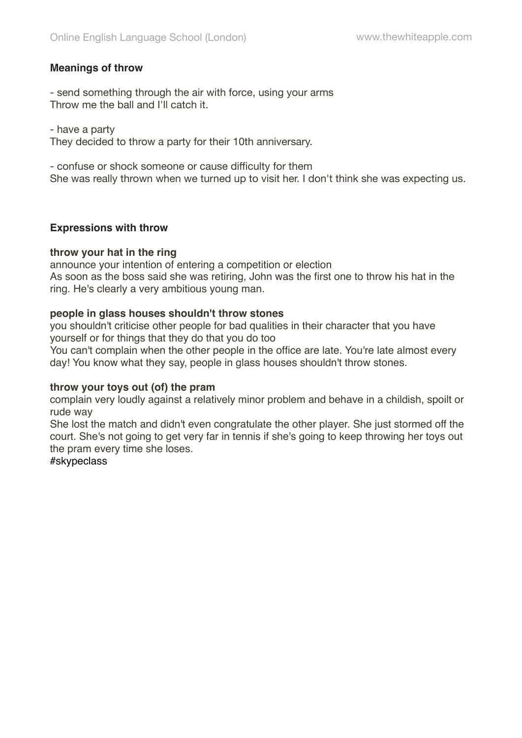**Meanings of throw**

- send something through the air with force, using your arms
Throw me the ball and I'll catch it.

- have a party
They decided to throw a party for their 10th anniversary.

- confuse or shock someone or cause difficulty for them
She was really thrown when we turned up to visit her. I don't think she was expecting us.

**Expressions with throw**

**throw your hat in the ring**
announce your intention of entering a competition or election
As soon as the boss said she was retiring, John was the first one to throw his hat in the ring. He's clearly a very ambitious young man.

**people in glass houses shouldn't throw stones**
you shouldn't criticise other people for bad qualities in their character that you have yourself or for things that they do that you do too
You can't complain when the other people in the office are late. You're late almost every day! You know what they say, people in glass houses shouldn't throw stones.

**throw your toys out (of) the pram**
complain very loudly against a relatively minor problem and behave in a childish, spoilt or rude way
She lost the match and didn't even congratulate the other player. She just stormed off the court. She's not going to get very far in tennis if she's going to keep throwing her toys out the pram every time she loses.
#skypeclass